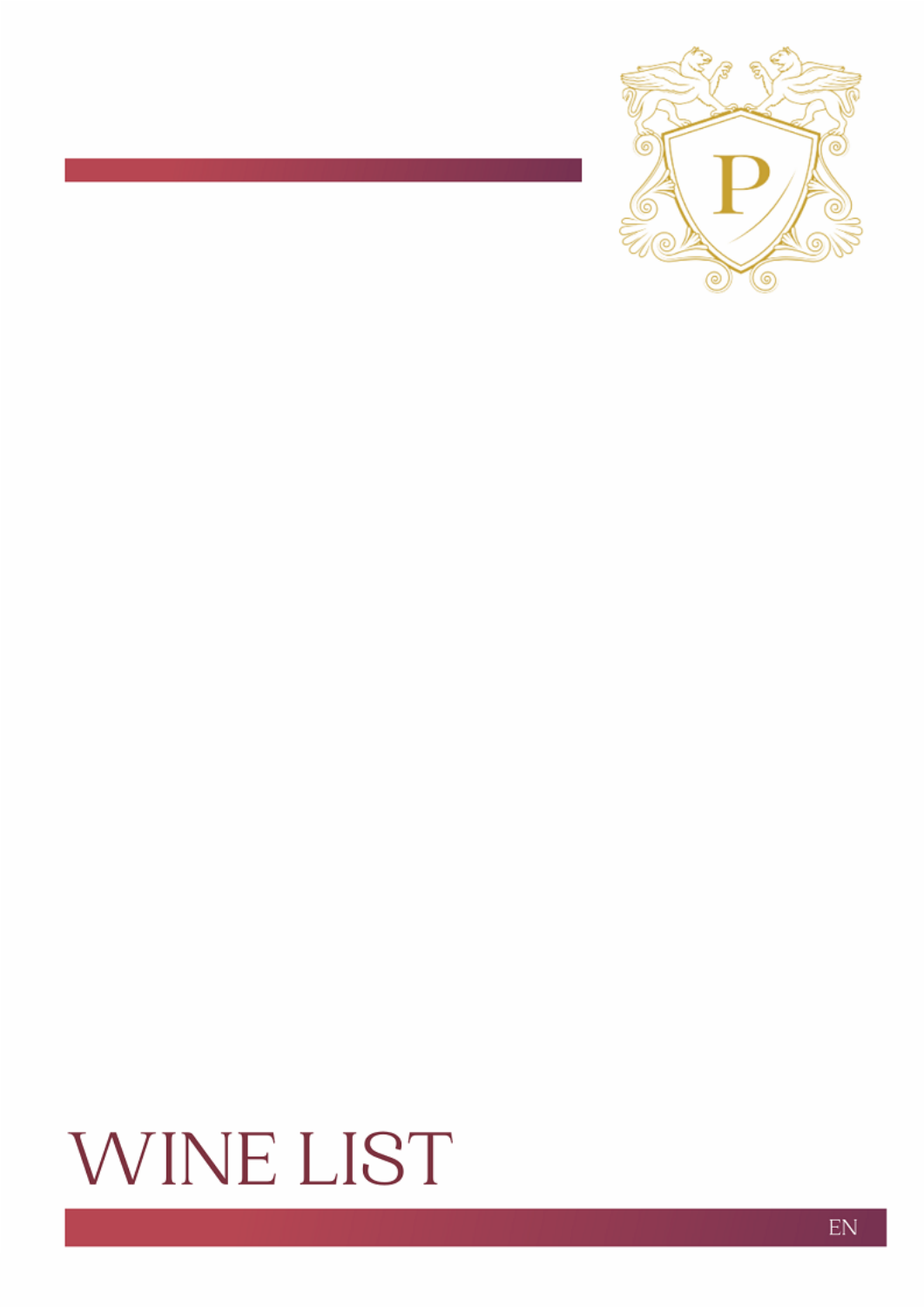# WINE LIST

EN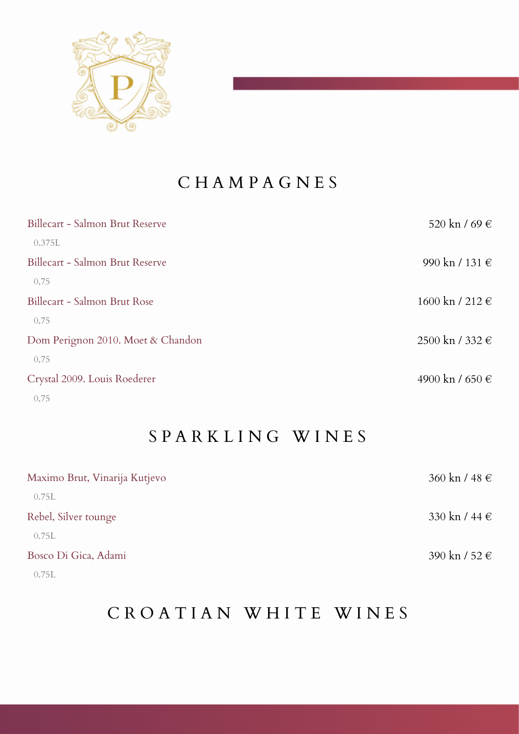## CHAMPAGNES

Billecart - Salmon Brut Reserve — 520 kn / 69 €
0.375L

Billecart - Salmon Brut Reserve — 990 kn / 131 €
0,75

Billecart - Salmon Brut Rose — 1600 kn / 212 €
0,75

Dom Perignon 2010. Moet & Chandon — 2500 kn / 332 €
0,75

Crystal 2009. Louis Roederer — 4900 kn / 650 €
0,75

## SPARKLING WINES

Maximo Brut, Vinarija Kutjevo — 360 kn / 48 €
0.75L

Rebel, Silver tounge — 330 kn / 44 €
0.75L

Bosco Di Gica, Adami — 390 kn / 52 €
0.75L

## CROATIAN WHITE WINES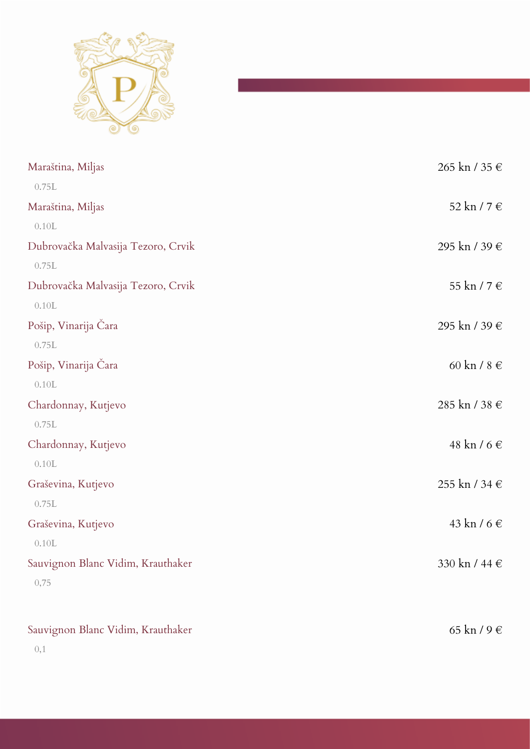Maraština, Miljas
0.75L

265 kn / 35 €

Maraština, Miljas
0.10L

52 kn / 7 €

Dubrovačka Malvasija Tezoro, Crvik
0.75L

295 kn / 39 €

Dubrovačka Malvasija Tezoro, Crvik
0.10L

55 kn / 7 €

Pošip, Vinarija Čara
0.75L

295 kn / 39 €

Pošip, Vinarija Čara
0.10L

60 kn / 8 €

Chardonnay, Kutjevo
0.75L

285 kn / 38 €

Chardonnay, Kutjevo
0.10L

48 kn / 6 €

Graševina, Kutjevo
0.75L

255 kn / 34 €

Graševina, Kutjevo
0.10L

43 kn / 6 €

Sauvignon Blanc Vidim, Krauthaker
0,75

330 kn / 44 €

Sauvignon Blanc Vidim, Krauthaker
0,1

65 kn / 9 €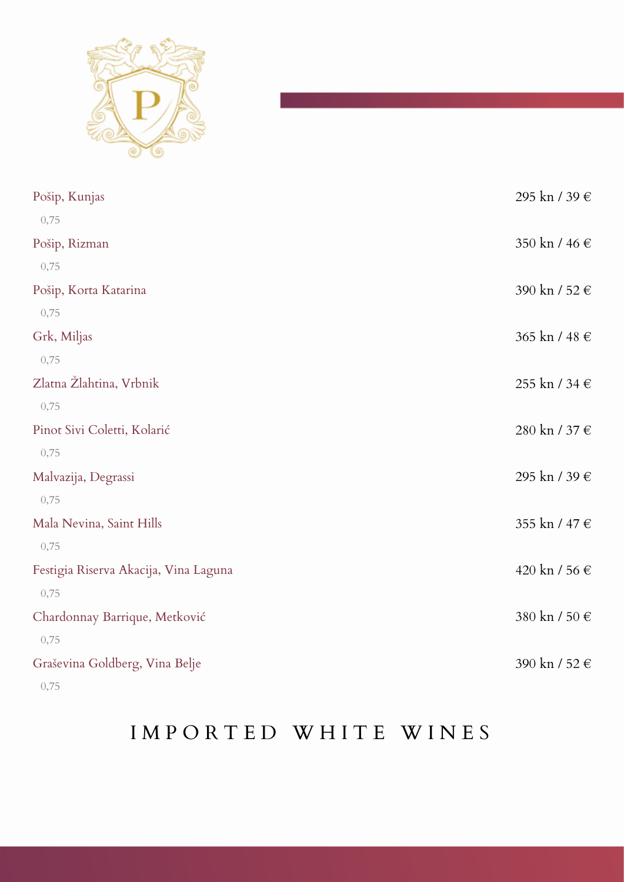| Wine | Price |
|---|---|
| Pošip, Kunjas<br>0,75 | 295 kn / 39 € |
| Pošip, Rizman<br>0,75 | 350 kn / 46 € |
| Pošip, Korta Katarina<br>0,75 | 390 kn / 52 € |
| Grk, Miljas<br>0,75 | 365 kn / 48 € |
| Zlatna Žlahtina, Vrbnik<br>0,75 | 255 kn / 34 € |
| Pinot Sivi Coletti, Kolarić<br>0,75 | 280 kn / 37 € |
| Malvazija, Degrassi<br>0,75 | 295 kn / 39 € |
| Mala Nevina, Saint Hills<br>0,75 | 355 kn / 47 € |
| Festigia Riserva Akacija, Vina Laguna<br>0,75 | 420 kn / 56 € |
| Chardonnay Barrique, Metković<br>0,75 | 380 kn / 50 € |
| Graševina Goldberg, Vina Belje<br>0,75 | 390 kn / 52 € |

## IMPORTED WHITE WINES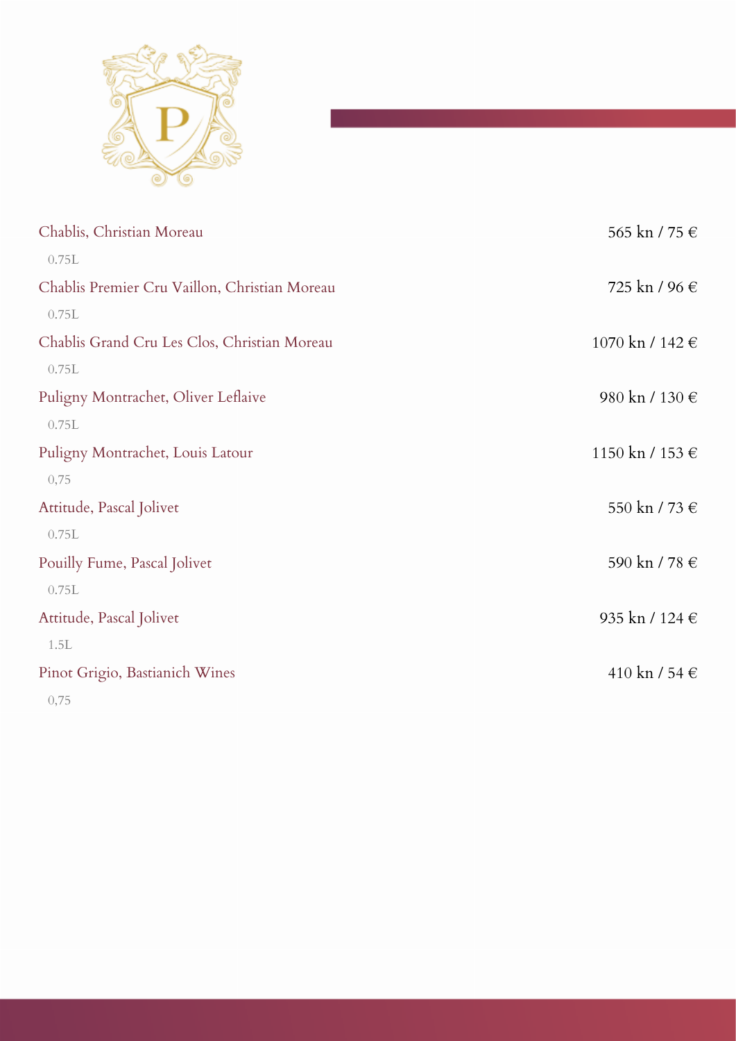| | |
|---|---|
| Chablis, Christian Moreau<br>0.75L | 565 kn / 75 € |
| Chablis Premier Cru Vaillon, Christian Moreau<br>0.75L | 725 kn / 96 € |
| Chablis Grand Cru Les Clos, Christian Moreau<br>0.75L | 1070 kn / 142 € |
| Puligny Montrachet, Oliver Leflaive<br>0.75L | 980 kn / 130 € |
| Puligny Montrachet, Louis Latour<br>0,75 | 1150 kn / 153 € |
| Attitude, Pascal Jolivet<br>0.75L | 550 kn / 73 € |
| Pouilly Fume, Pascal Jolivet<br>0.75L | 590 kn / 78 € |
| Attitude, Pascal Jolivet<br>1.5L | 935 kn / 124 € |
| Pinot Grigio, Bastianich Wines<br>0,75 | 410 kn / 54 € |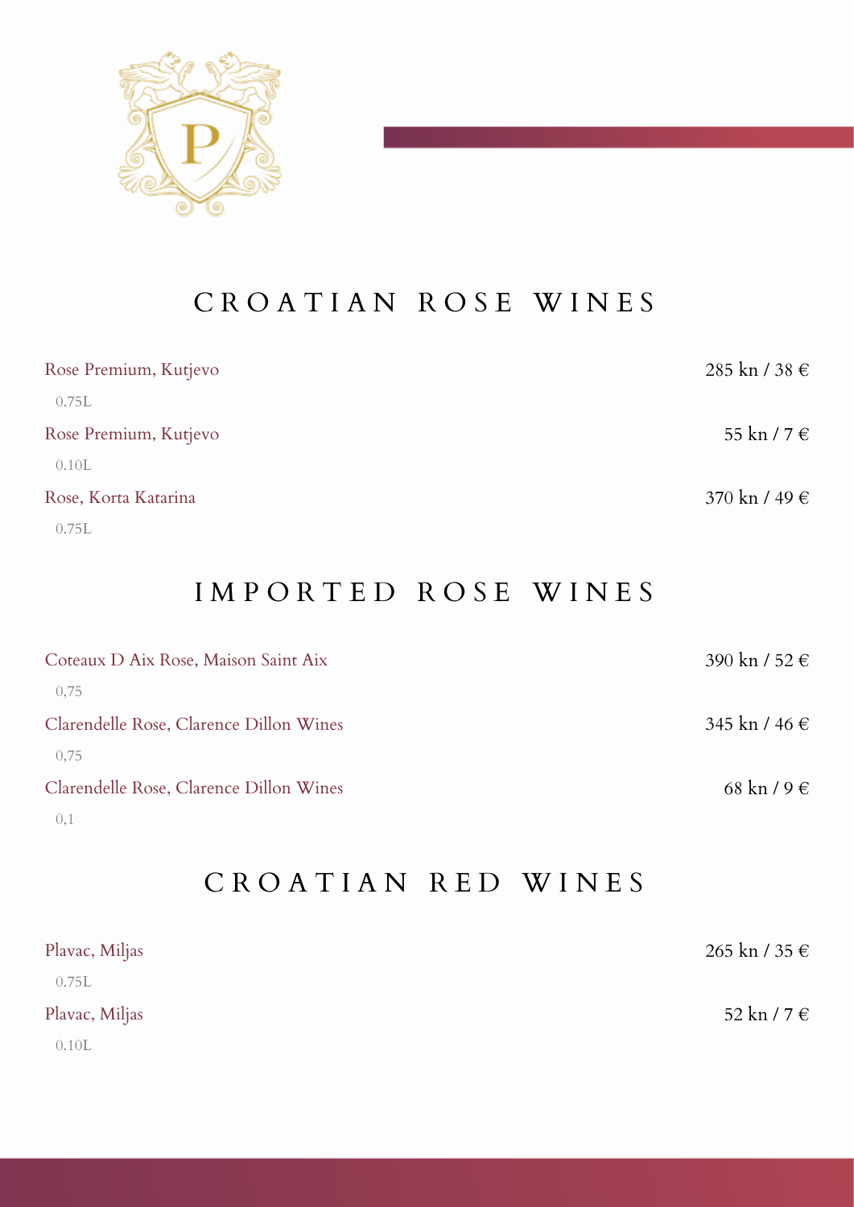## CROATIAN ROSE WINES

Rose Premium, Kutjevo — 285 kn / 38 €
0.75L

Rose Premium, Kutjevo — 55 kn / 7 €
0.10L

Rose, Korta Katarina — 370 kn / 49 €
0.75L

## IMPORTED ROSE WINES

Coteaux D Aix Rose, Maison Saint Aix — 390 kn / 52 €
0,75

Clarendelle Rose, Clarence Dillon Wines — 345 kn / 46 €
0,75

Clarendelle Rose, Clarence Dillon Wines — 68 kn / 9 €
0,1

## CROATIAN RED WINES

Plavac, Miljas — 265 kn / 35 €
0.75L

Plavac, Miljas — 52 kn / 7 €
0.10L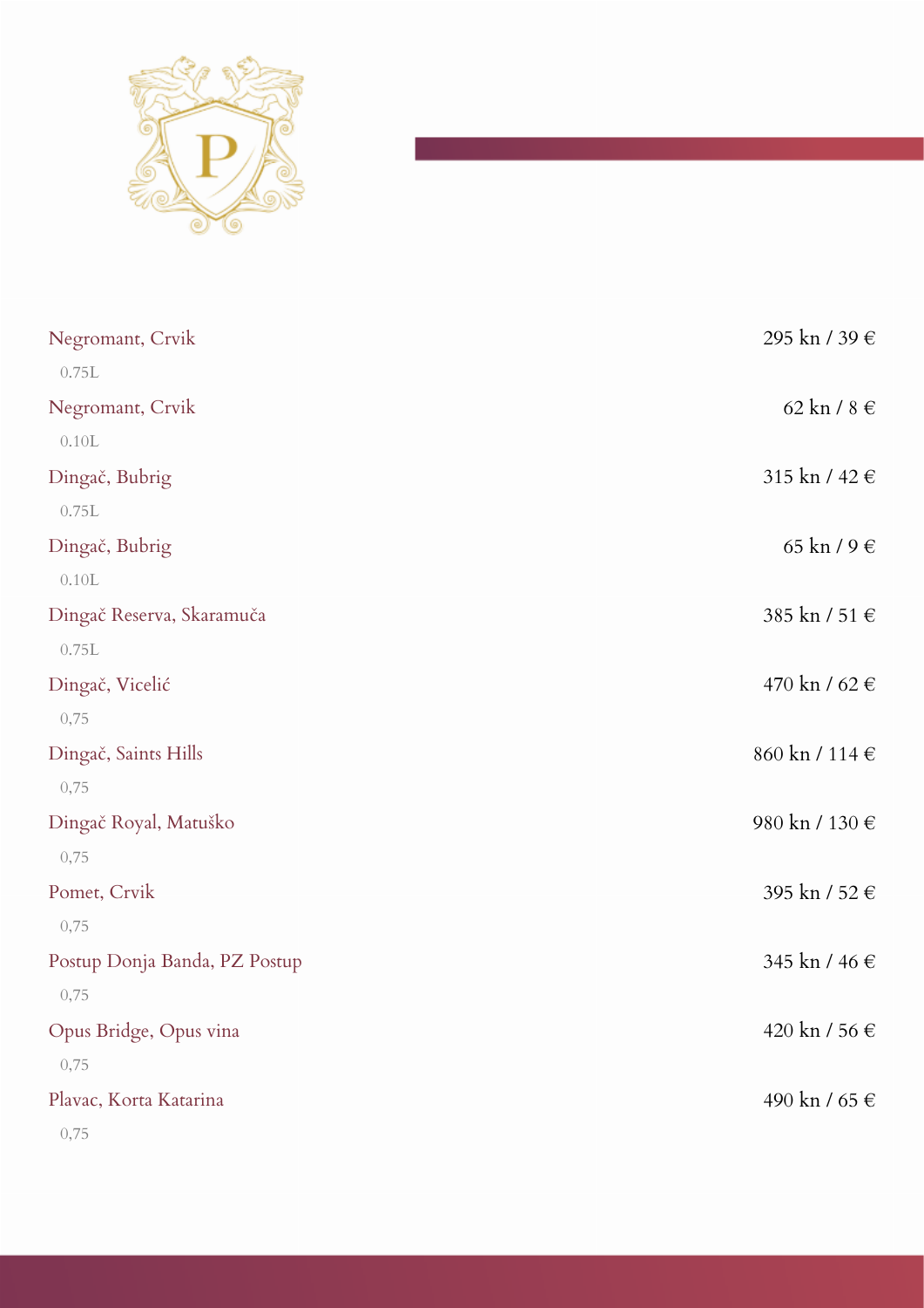Negromant, Crvik 295 kn / 39 €
0.75L

Negromant, Crvik 62 kn / 8 €
0.10L

Dingač, Bubrig 315 kn / 42 €
0.75L

Dingač, Bubrig 65 kn / 9 €
0.10L

Dingač Reserva, Skaramuča 385 kn / 51 €
0.75L

Dingač, Vicelić 470 kn / 62 €
0,75

Dingač, Saints Hills 860 kn / 114 €
0,75

Dingač Royal, Matuško 980 kn / 130 €
0,75

Pomet, Crvik 395 kn / 52 €
0,75

Postup Donja Banda, PZ Postup 345 kn / 46 €
0,75

Opus Bridge, Opus vina 420 kn / 56 €
0,75

Plavac, Korta Katarina 490 kn / 65 €
0,75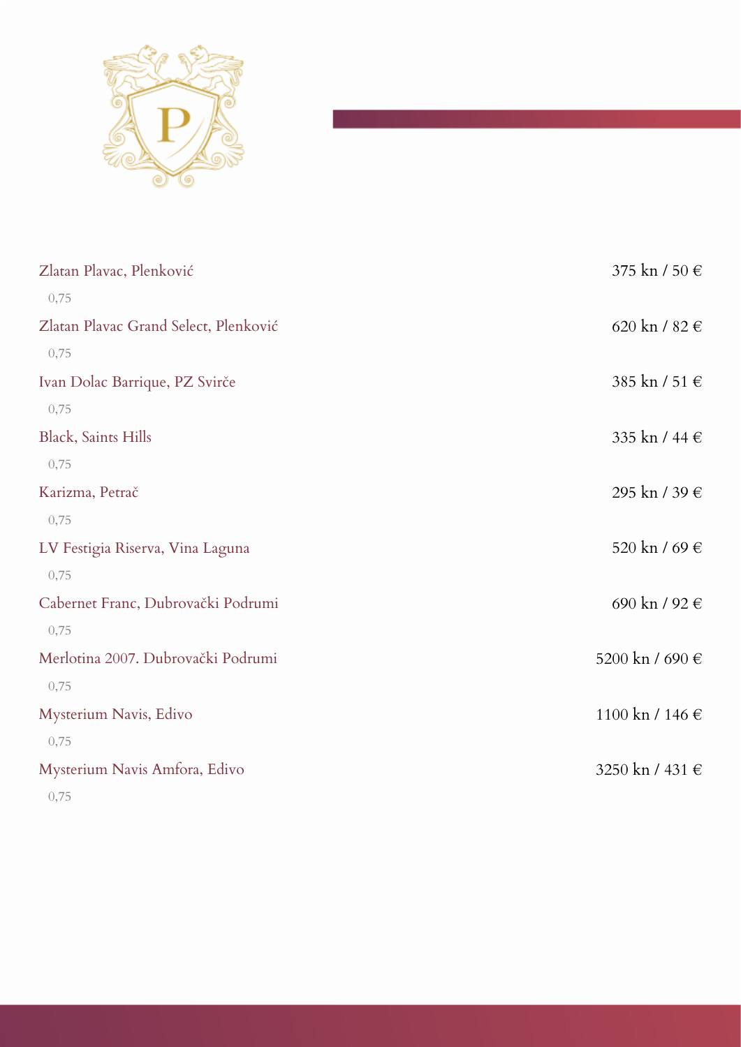| | |
|---|---|
| Zlatan Plavac, Plenković<br>0,75 | 375 kn / 50 € |
| Zlatan Plavac Grand Select, Plenković<br>0,75 | 620 kn / 82 € |
| Ivan Dolac Barrique, PZ Svirče<br>0,75 | 385 kn / 51 € |
| Black, Saints Hills<br>0,75 | 335 kn / 44 € |
| Karizma, Petrač<br>0,75 | 295 kn / 39 € |
| LV Festigia Riserva, Vina Laguna<br>0,75 | 520 kn / 69 € |
| Cabernet Franc, Dubrovački Podrumi<br>0,75 | 690 kn / 92 € |
| Merlotina 2007. Dubrovački Podrumi<br>0,75 | 5200 kn / 690 € |
| Mysterium Navis, Edivo<br>0,75 | 1100 kn / 146 € |
| Mysterium Navis Amfora, Edivo<br>0,75 | 3250 kn / 431 € |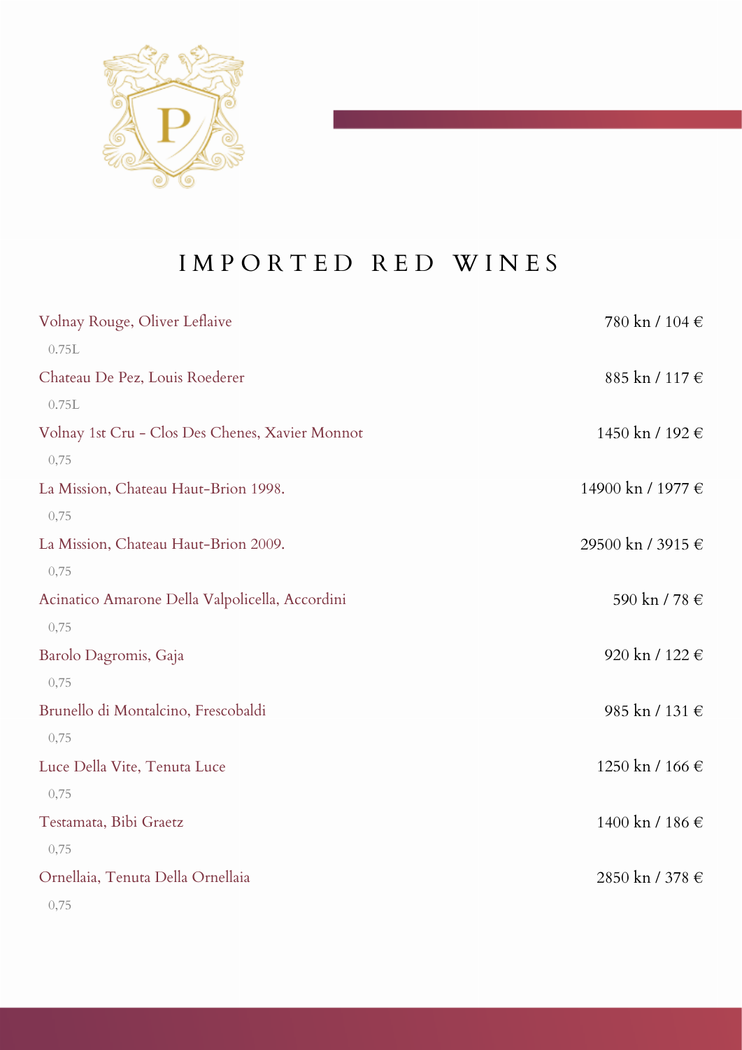# IMPORTED RED WINES

| Wine | Price |
|---|---|
| Volnay Rouge, Oliver Leflaive<br>0.75L | 780 kn / 104 € |
| Chateau De Pez, Louis Roederer<br>0.75L | 885 kn / 117 € |
| Volnay 1st Cru - Clos Des Chenes, Xavier Monnot<br>0,75 | 1450 kn / 192 € |
| La Mission, Chateau Haut-Brion 1998.<br>0,75 | 14900 kn / 1977 € |
| La Mission, Chateau Haut-Brion 2009.<br>0,75 | 29500 kn / 3915 € |
| Acinatico Amarone Della Valpolicella, Accordini<br>0,75 | 590 kn / 78 € |
| Barolo Dagromis, Gaja<br>0,75 | 920 kn / 122 € |
| Brunello di Montalcino, Frescobaldi<br>0,75 | 985 kn / 131 € |
| Luce Della Vite, Tenuta Luce<br>0,75 | 1250 kn / 166 € |
| Testamata, Bibi Graetz<br>0,75 | 1400 kn / 186 € |
| Ornellaia, Tenuta Della Ornellaia<br>0,75 | 2850 kn / 378 € |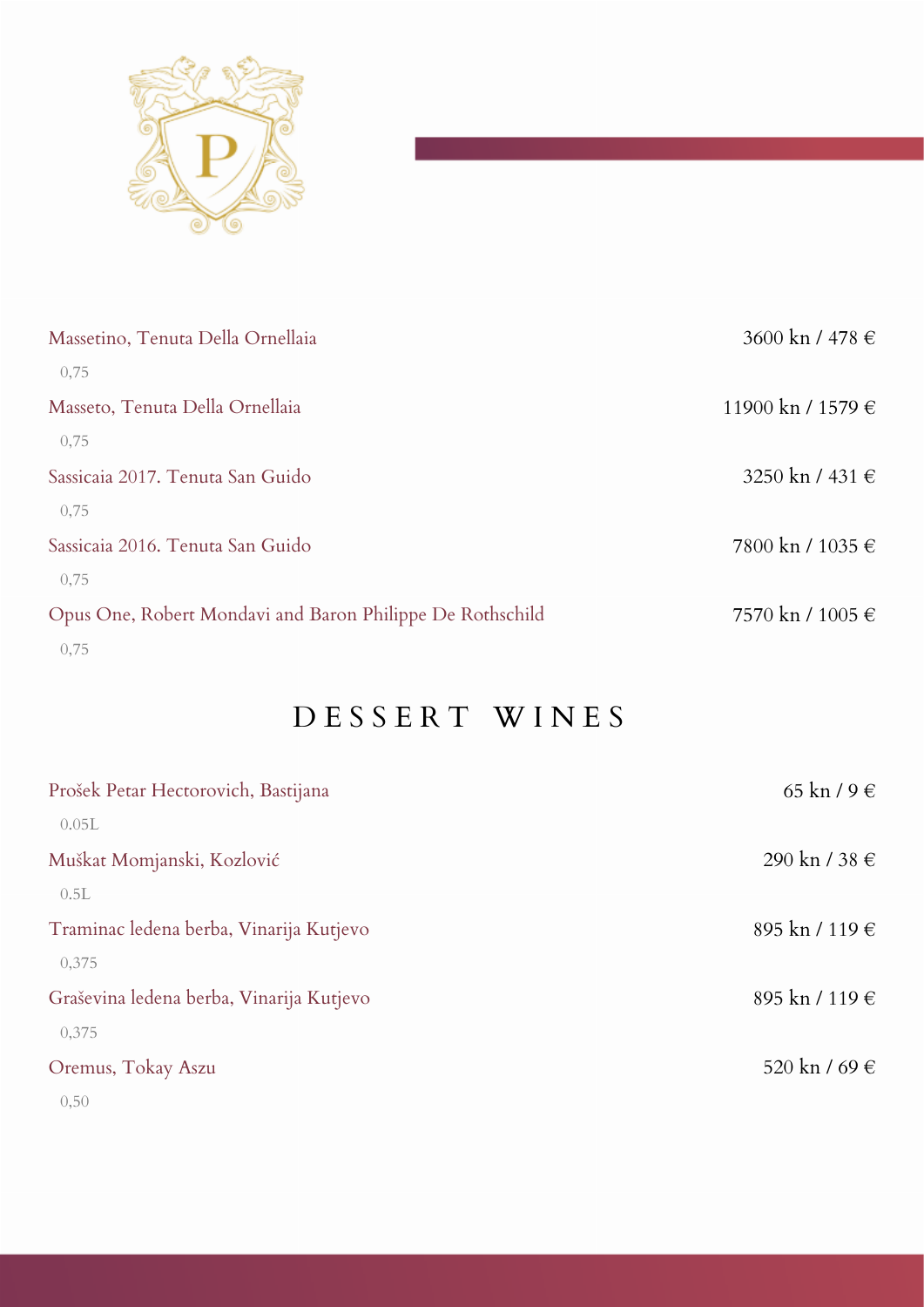| | |
|---|---|
| Massetino, Tenuta Della Ornellaia<br>0,75 | 3600 kn / 478 € |
| Masseto, Tenuta Della Ornellaia<br>0,75 | 11900 kn / 1579 € |
| Sassicaia 2017. Tenuta San Guido<br>0,75 | 3250 kn / 431 € |
| Sassicaia 2016. Tenuta San Guido<br>0,75 | 7800 kn / 1035 € |
| Opus One, Robert Mondavi and Baron Philippe De Rothschild<br>0,75 | 7570 kn / 1005 € |

## DESSERT WINES

| | |
|---|---|
| Prošek Petar Hectorovich, Bastijana<br>0.05L | 65 kn / 9 € |
| Muškat Momjanski, Kozlović<br>0.5L | 290 kn / 38 € |
| Traminac ledena berba, Vinarija Kutjevo<br>0,375 | 895 kn / 119 € |
| Graševina ledena berba, Vinarija Kutjevo<br>0,375 | 895 kn / 119 € |
| Oremus, Tokay Aszu<br>0,50 | 520 kn / 69 € |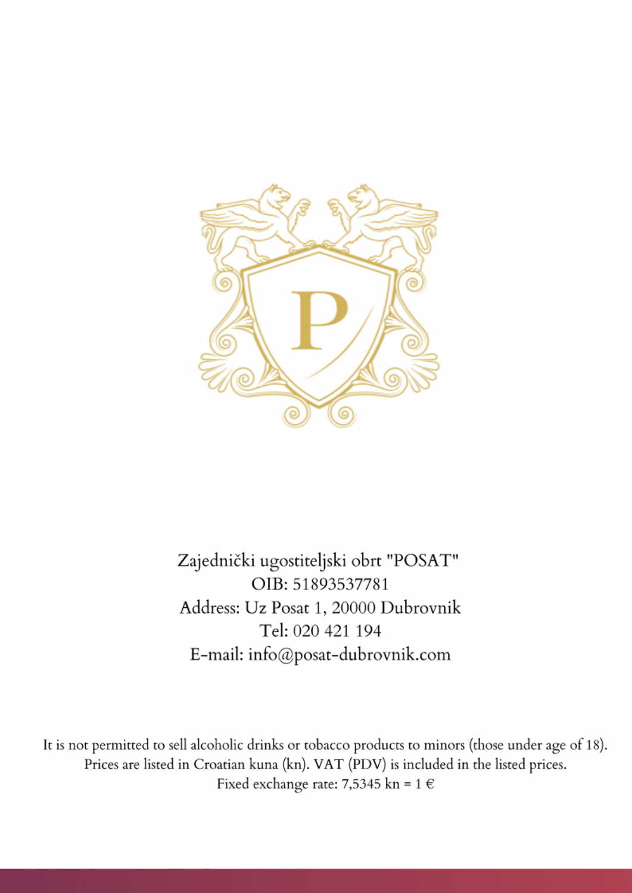Zajednički ugostiteljski obrt "POSAT"
OIB: 51893537781
Address: Uz Posat 1, 20000 Dubrovnik
Tel: 020 421 194
E-mail: info@posat-dubrovnik.com

It is not permitted to sell alcoholic drinks or tobacco products to minors (those under age of 18).
Prices are listed in Croatian kuna (kn). VAT (PDV) is included in the listed prices.
Fixed exchange rate: 7,5345 kn = 1 €